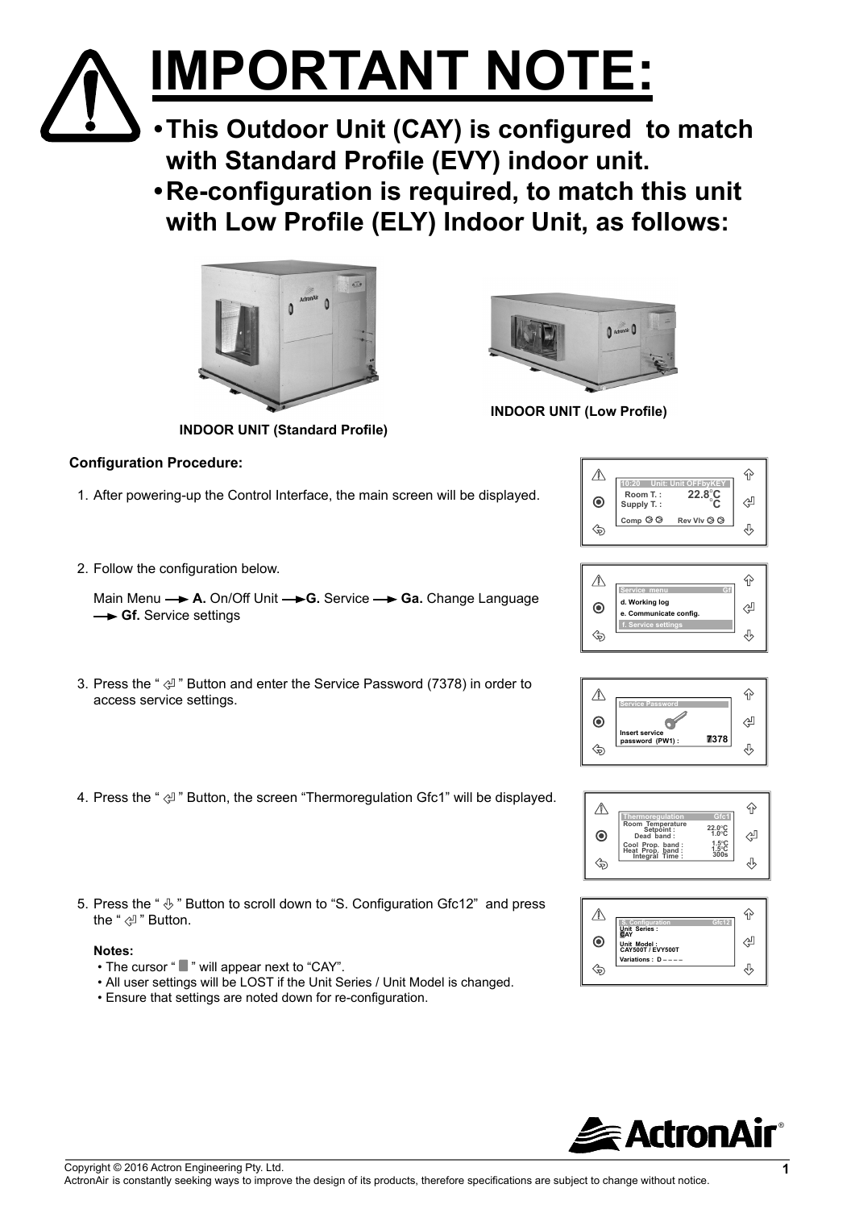# IMPORTANT NOTE:

- **This Outdoor Unit (CAY) is configured to match with Standard Profile (EVY) indoor unit.**
- **Re-configuration is required, to match this unit with Low Profile (ELY) Indoor Unit, as follows:**

**INDOOR UNIT (Standard Profile)**

**INDOOR UNIT (Low Profile)**

**Configuration Procedure:**

1. After powering-up the Control Interface, the main screen will be displayed.

2. Follow the configuration below.

   Main Menu → **A.** On/Off Unit → **G.** Service → **Ga.** Change Language → **Gf.** Service settings

3. Press the " ⏎ " Button and enter the Service Password (7378) in order to access service settings.

4. Press the " ⏎ " Button, the screen "Thermoregulation Gfc1" will be displayed.

5. Press the " ⇩ " Button to scroll down to "S. Configuration Gfc12" and press the " ⏎ " Button.

   **Notes:**
   - The cursor " ▮ " will appear next to "CAY".
   - All user settings will be LOST if the Unit Series / Unit Model is changed.
   - Ensure that settings are noted down for re-configuration.

Copyright © 2016 Actron Engineering Pty. Ltd.
ActronAir is constantly seeking ways to improve the design of its products, therefore specifications are subject to change without notice.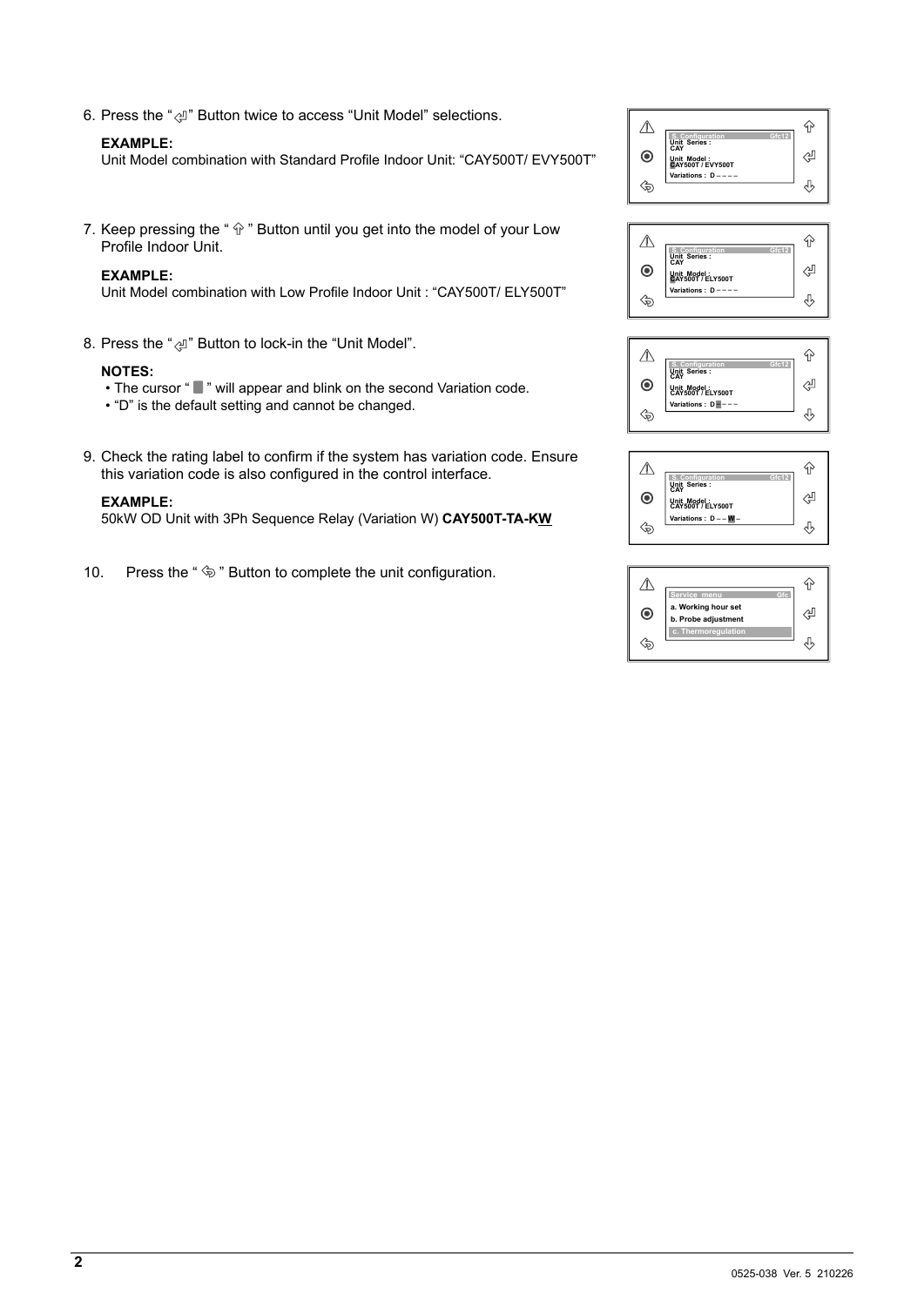6. Press the "⏎" Button twice to access "Unit Model" selections.

   **EXAMPLE:**
   Unit Model combination with Standard Profile Indoor Unit: "CAY500T/ EVY500T"

7. Keep pressing the " ⇧ " Button until you get into the model of your Low Profile Indoor Unit.

   **EXAMPLE:**
   Unit Model combination with Low Profile Indoor Unit : "CAY500T/ ELY500T"

8. Press the "⏎" Button to lock-in the "Unit Model".

   **NOTES:**
   - The cursor " ▮ " will appear and blink on the second Variation code.
   - "D" is the default setting and cannot be changed.

9. Check the rating label to confirm if the system has variation code. Ensure this variation code is also configured in the control interface.

   **EXAMPLE:**
   50kW OD Unit with 3Ph Sequence Relay (Variation W) **CAY500T-TA-K<u>W</u>**

10. Press the " ⇦ " Button to complete the unit configuration.

S. Configuration Gfc12
Unit Series :
CAY
Unit Model :
CAY500T / EVY500T
Variations : D – – – –

S. Configuration Gfc12
Unit Series :
CAY
Unit Model :
CAY500T / ELY500T
Variations : D – – – –

S. Configuration Gfc12
Unit Series :
CAY
Unit Model :
CAY500T / ELY500T
Variations : D – – – –

S. Configuration Gfc12
Unit Series :
CAY
Unit Model :
CAY500T / ELY500T
Variations : D – – W –

Service menu Gfc
a. Working hour set
b. Probe adjustment
c. Thermoregulation

0525-038 Ver. 5 210226